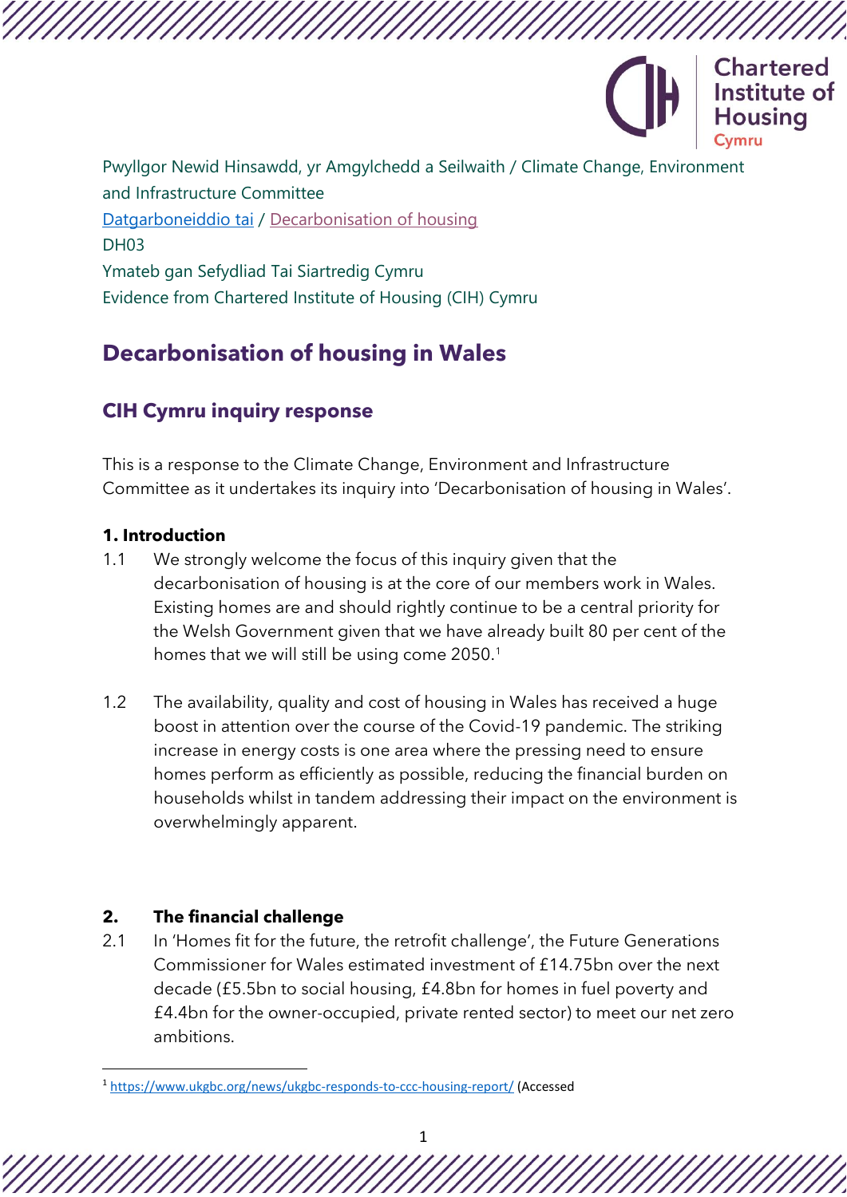Pwyllgor Newid Hinsawdd, yr Amgylchedd a Seilwaith / Climate Change, Environment and Infrastructure Committee

Datgarboneiddio tai / Decarbonisation of housing

DH03

Ymateb gan Sefydliad Tai Siartredig Cymru

Evidence from Chartered Institute of Housing (CIH) Cymru

# Decarbonisation of housing in Wales

## CIH Cymru inquiry response

This is a response to the Climate Change, Environment and Infrastructure Committee as it undertakes its inquiry into 'Decarbonisation of housing in Wales'.

### 1. Introduction

1.1 We strongly welcome the focus of this inquiry given that the decarbonisation of housing is at the core of our members work in Wales. Existing homes are and should rightly continue to be a central priority for the Welsh Government given that we have already built 80 per cent of the homes that we will still be using come 2050.[1]

1.2 The availability, quality and cost of housing in Wales has received a huge boost in attention over the course of the Covid-19 pandemic. The striking increase in energy costs is one area where the pressing need to ensure homes perform as efficiently as possible, reducing the financial burden on households whilst in tandem addressing their impact on the environment is overwhelmingly apparent.

### 2. The financial challenge

2.1 In 'Homes fit for the future, the retrofit challenge', the Future Generations Commissioner for Wales estimated investment of £14.75bn over the next decade (£5.5bn to social housing, £4.8bn for homes in fuel poverty and £4.4bn for the owner-occupied, private rented sector) to meet our net zero ambitions.

[1] https://www.ukgbc.org/news/ukgbc-responds-to-ccc-housing-report/ (Accessed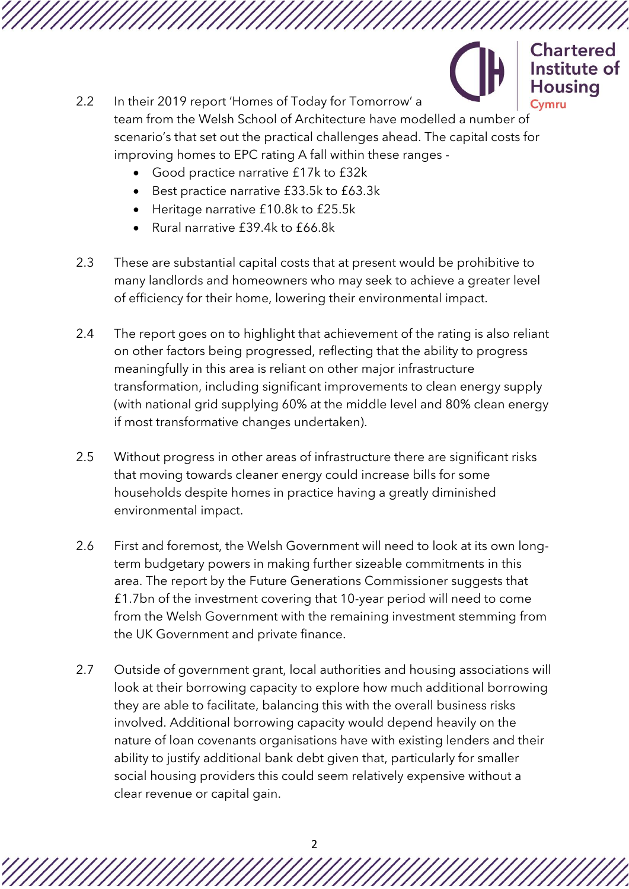2.2 In their 2019 report 'Homes of Today for Tomorrow' a team from the Welsh School of Architecture have modelled a number of scenario's that set out the practical challenges ahead. The capital costs for improving homes to EPC rating A fall within these ranges -

- Good practice narrative £17k to £32k
- Best practice narrative £33.5k to £63.3k
- Heritage narrative £10.8k to £25.5k
- Rural narrative £39.4k to £66.8k

2.3 These are substantial capital costs that at present would be prohibitive to many landlords and homeowners who may seek to achieve a greater level of efficiency for their home, lowering their environmental impact.

2.4 The report goes on to highlight that achievement of the rating is also reliant on other factors being progressed, reflecting that the ability to progress meaningfully in this area is reliant on other major infrastructure transformation, including significant improvements to clean energy supply (with national grid supplying 60% at the middle level and 80% clean energy if most transformative changes undertaken).

2.5 Without progress in other areas of infrastructure there are significant risks that moving towards cleaner energy could increase bills for some households despite homes in practice having a greatly diminished environmental impact.

2.6 First and foremost, the Welsh Government will need to look at its own long-term budgetary powers in making further sizeable commitments in this area. The report by the Future Generations Commissioner suggests that £1.7bn of the investment covering that 10-year period will need to come from the Welsh Government with the remaining investment stemming from the UK Government and private finance.

2.7 Outside of government grant, local authorities and housing associations will look at their borrowing capacity to explore how much additional borrowing they are able to facilitate, balancing this with the overall business risks involved. Additional borrowing capacity would depend heavily on the nature of loan covenants organisations have with existing lenders and their ability to justify additional bank debt given that, particularly for smaller social housing providers this could seem relatively expensive without a clear revenue or capital gain.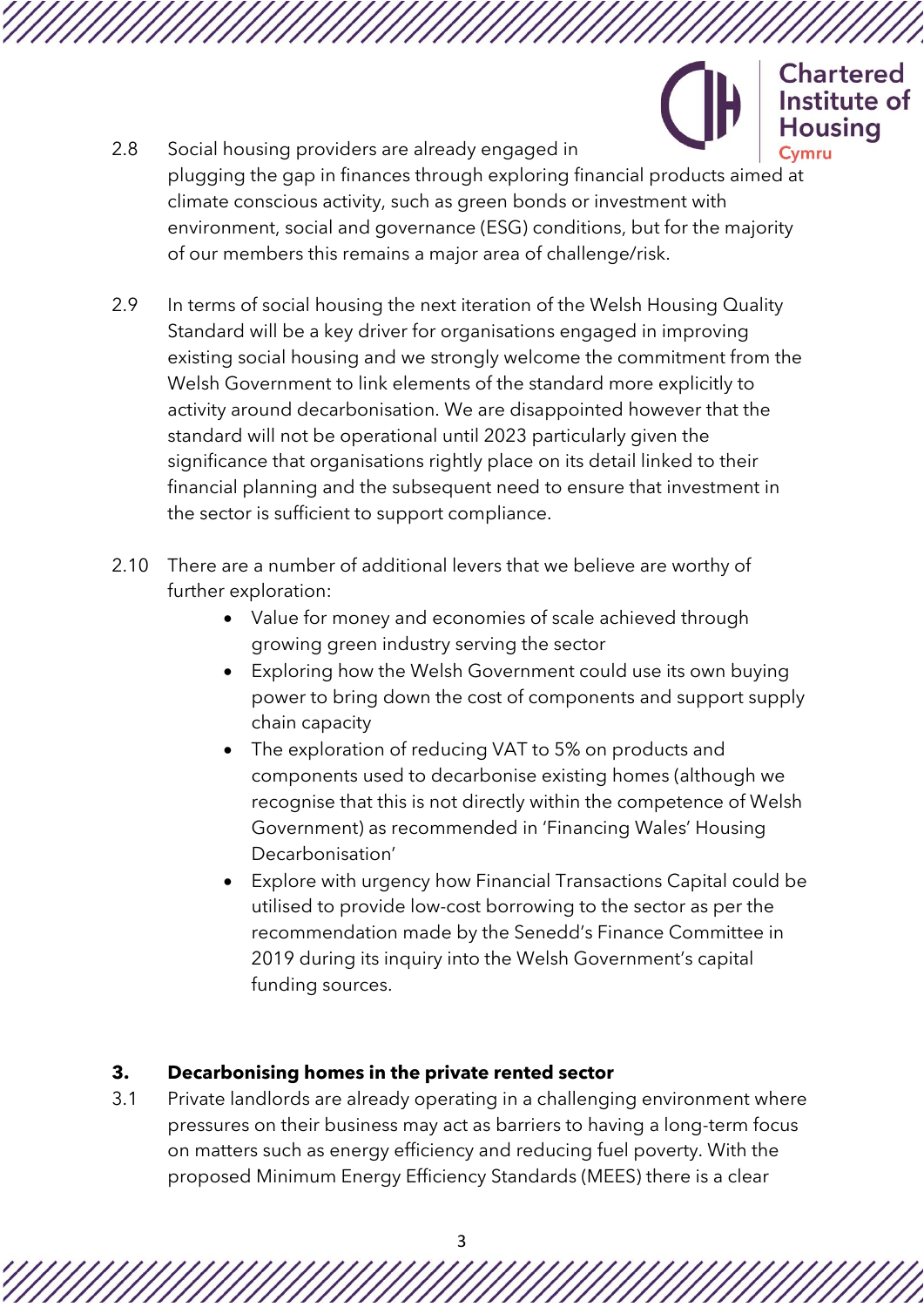2.8 Social housing providers are already engaged in plugging the gap in finances through exploring financial products aimed at climate conscious activity, such as green bonds or investment with environment, social and governance (ESG) conditions, but for the majority of our members this remains a major area of challenge/risk.

2.9 In terms of social housing the next iteration of the Welsh Housing Quality Standard will be a key driver for organisations engaged in improving existing social housing and we strongly welcome the commitment from the Welsh Government to link elements of the standard more explicitly to activity around decarbonisation. We are disappointed however that the standard will not be operational until 2023 particularly given the significance that organisations rightly place on its detail linked to their financial planning and the subsequent need to ensure that investment in the sector is sufficient to support compliance.

2.10 There are a number of additional levers that we believe are worthy of further exploration:

- Value for money and economies of scale achieved through growing green industry serving the sector
- Exploring how the Welsh Government could use its own buying power to bring down the cost of components and support supply chain capacity
- The exploration of reducing VAT to 5% on products and components used to decarbonise existing homes (although we recognise that this is not directly within the competence of Welsh Government) as recommended in 'Financing Wales' Housing Decarbonisation'
- Explore with urgency how Financial Transactions Capital could be utilised to provide low-cost borrowing to the sector as per the recommendation made by the Senedd's Finance Committee in 2019 during its inquiry into the Welsh Government's capital funding sources.

## 3. Decarbonising homes in the private rented sector

3.1 Private landlords are already operating in a challenging environment where pressures on their business may act as barriers to having a long-term focus on matters such as energy efficiency and reducing fuel poverty. With the proposed Minimum Energy Efficiency Standards (MEES) there is a clear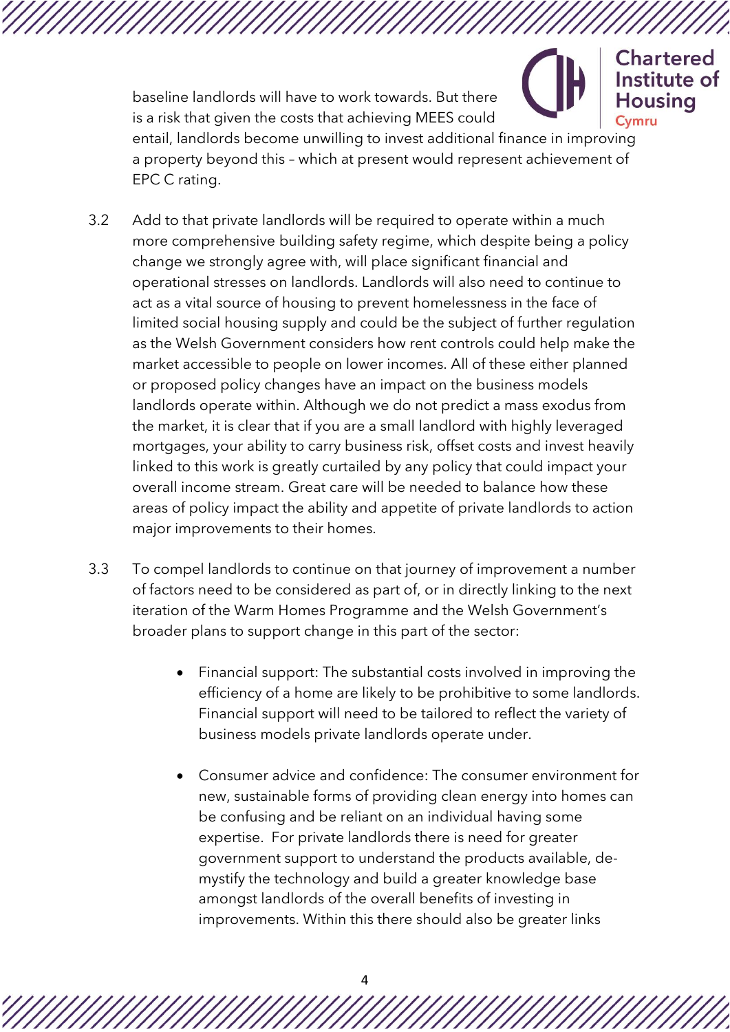baseline landlords will have to work towards. But there is a risk that given the costs that achieving MEES could entail, landlords become unwilling to invest additional finance in improving a property beyond this – which at present would represent achievement of EPC C rating.

3.2 Add to that private landlords will be required to operate within a much more comprehensive building safety regime, which despite being a policy change we strongly agree with, will place significant financial and operational stresses on landlords. Landlords will also need to continue to act as a vital source of housing to prevent homelessness in the face of limited social housing supply and could be the subject of further regulation as the Welsh Government considers how rent controls could help make the market accessible to people on lower incomes. All of these either planned or proposed policy changes have an impact on the business models landlords operate within. Although we do not predict a mass exodus from the market, it is clear that if you are a small landlord with highly leveraged mortgages, your ability to carry business risk, offset costs and invest heavily linked to this work is greatly curtailed by any policy that could impact your overall income stream. Great care will be needed to balance how these areas of policy impact the ability and appetite of private landlords to action major improvements to their homes.

3.3 To compel landlords to continue on that journey of improvement a number of factors need to be considered as part of, or in directly linking to the next iteration of the Warm Homes Programme and the Welsh Government's broader plans to support change in this part of the sector:

- Financial support: The substantial costs involved in improving the efficiency of a home are likely to be prohibitive to some landlords. Financial support will need to be tailored to reflect the variety of business models private landlords operate under.

- Consumer advice and confidence: The consumer environment for new, sustainable forms of providing clean energy into homes can be confusing and be reliant on an individual having some expertise. For private landlords there is need for greater government support to understand the products available, de-mystify the technology and build a greater knowledge base amongst landlords of the overall benefits of investing in improvements. Within this there should also be greater links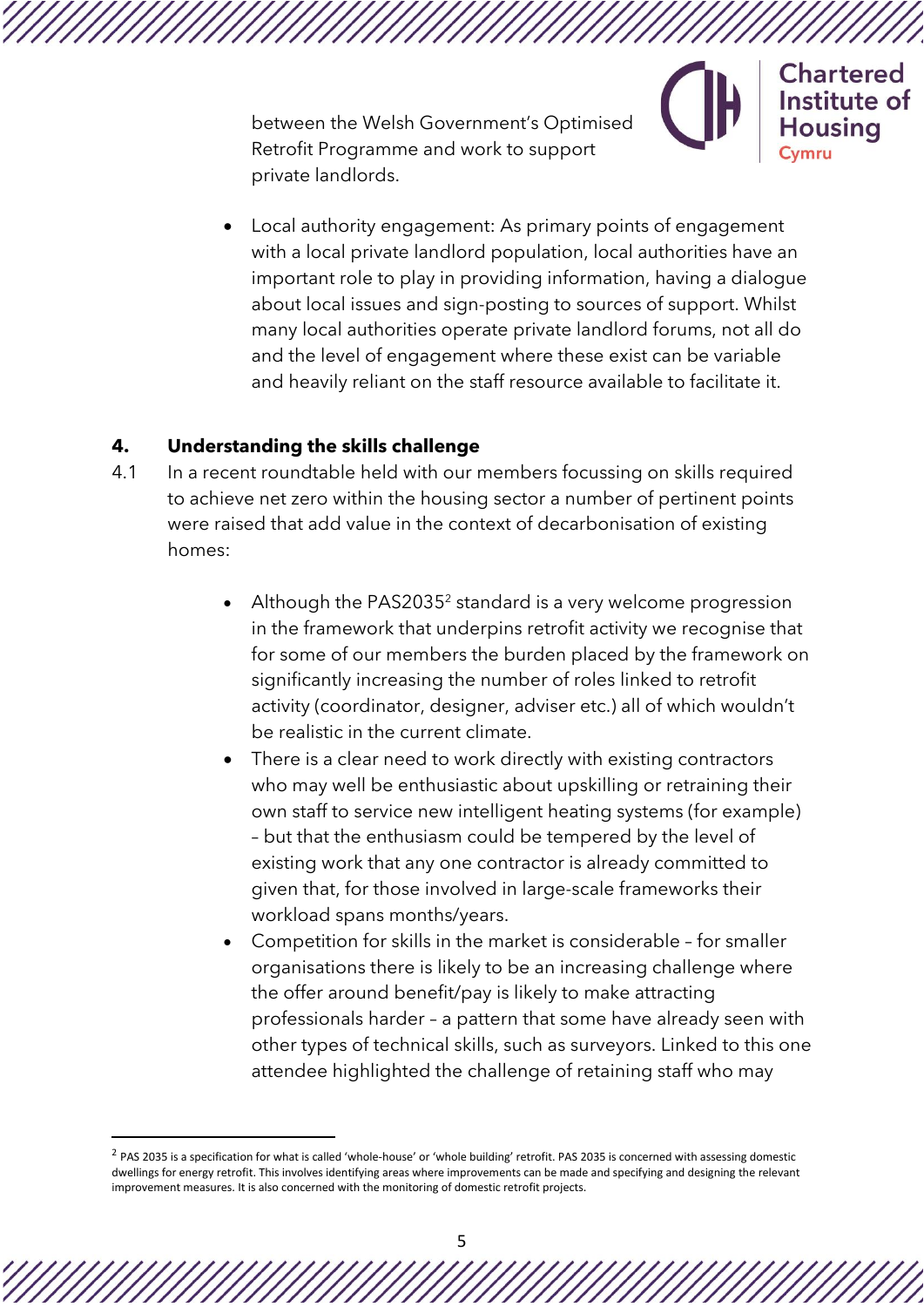between the Welsh Government's Optimised Retrofit Programme and work to support private landlords.

- Local authority engagement: As primary points of engagement with a local private landlord population, local authorities have an important role to play in providing information, having a dialogue about local issues and sign-posting to sources of support. Whilst many local authorities operate private landlord forums, not all do and the level of engagement where these exist can be variable and heavily reliant on the staff resource available to facilitate it.

## 4. Understanding the skills challenge

4.1 In a recent roundtable held with our members focussing on skills required to achieve net zero within the housing sector a number of pertinent points were raised that add value in the context of decarbonisation of existing homes:

- Although the PAS2035[2] standard is a very welcome progression in the framework that underpins retrofit activity we recognise that for some of our members the burden placed by the framework on significantly increasing the number of roles linked to retrofit activity (coordinator, designer, adviser etc.) all of which wouldn't be realistic in the current climate.
- There is a clear need to work directly with existing contractors who may well be enthusiastic about upskilling or retraining their own staff to service new intelligent heating systems (for example) – but that the enthusiasm could be tempered by the level of existing work that any one contractor is already committed to given that, for those involved in large-scale frameworks their workload spans months/years.
- Competition for skills in the market is considerable – for smaller organisations there is likely to be an increasing challenge where the offer around benefit/pay is likely to make attracting professionals harder – a pattern that some have already seen with other types of technical skills, such as surveyors. Linked to this one attendee highlighted the challenge of retaining staff who may

[2] PAS 2035 is a specification for what is called 'whole-house' or 'whole building' retrofit. PAS 2035 is concerned with assessing domestic dwellings for energy retrofit. This involves identifying areas where improvements can be made and specifying and designing the relevant improvement measures. It is also concerned with the monitoring of domestic retrofit projects.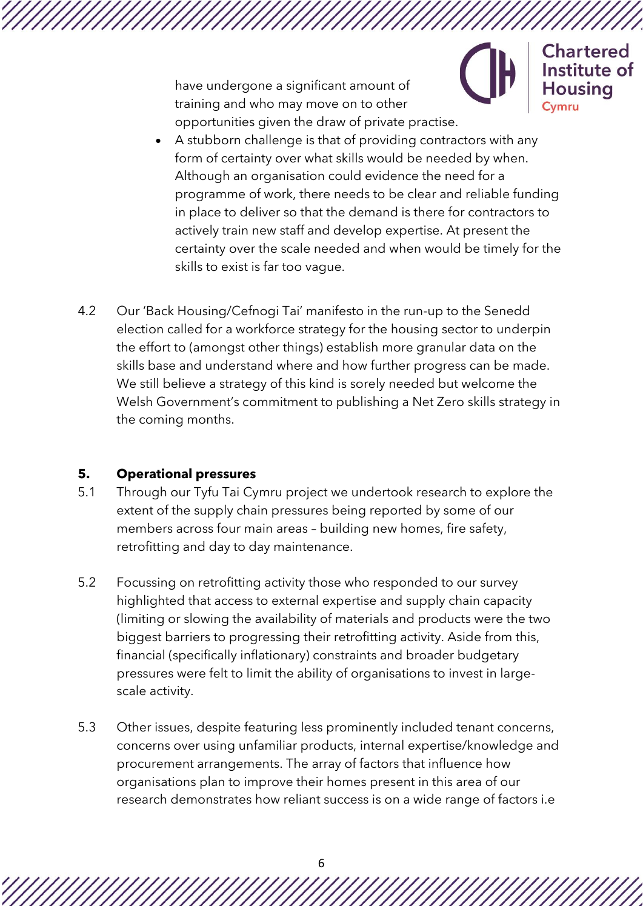have undergone a significant amount of training and who may move on to other opportunities given the draw of private practise.

- A stubborn challenge is that of providing contractors with any form of certainty over what skills would be needed by when. Although an organisation could evidence the need for a programme of work, there needs to be clear and reliable funding in place to deliver so that the demand is there for contractors to actively train new staff and develop expertise. At present the certainty over the scale needed and when would be timely for the skills to exist is far too vague.

4.2 Our 'Back Housing/Cefnogi Tai' manifesto in the run-up to the Senedd election called for a workforce strategy for the housing sector to underpin the effort to (amongst other things) establish more granular data on the skills base and understand where and how further progress can be made. We still believe a strategy of this kind is sorely needed but welcome the Welsh Government's commitment to publishing a Net Zero skills strategy in the coming months.

## 5. Operational pressures

5.1 Through our Tyfu Tai Cymru project we undertook research to explore the extent of the supply chain pressures being reported by some of our members across four main areas – building new homes, fire safety, retrofitting and day to day maintenance.

5.2 Focussing on retrofitting activity those who responded to our survey highlighted that access to external expertise and supply chain capacity (limiting or slowing the availability of materials and products were the two biggest barriers to progressing their retrofitting activity. Aside from this, financial (specifically inflationary) constraints and broader budgetary pressures were felt to limit the ability of organisations to invest in large-scale activity.

5.3 Other issues, despite featuring less prominently included tenant concerns, concerns over using unfamiliar products, internal expertise/knowledge and procurement arrangements. The array of factors that influence how organisations plan to improve their homes present in this area of our research demonstrates how reliant success is on a wide range of factors i.e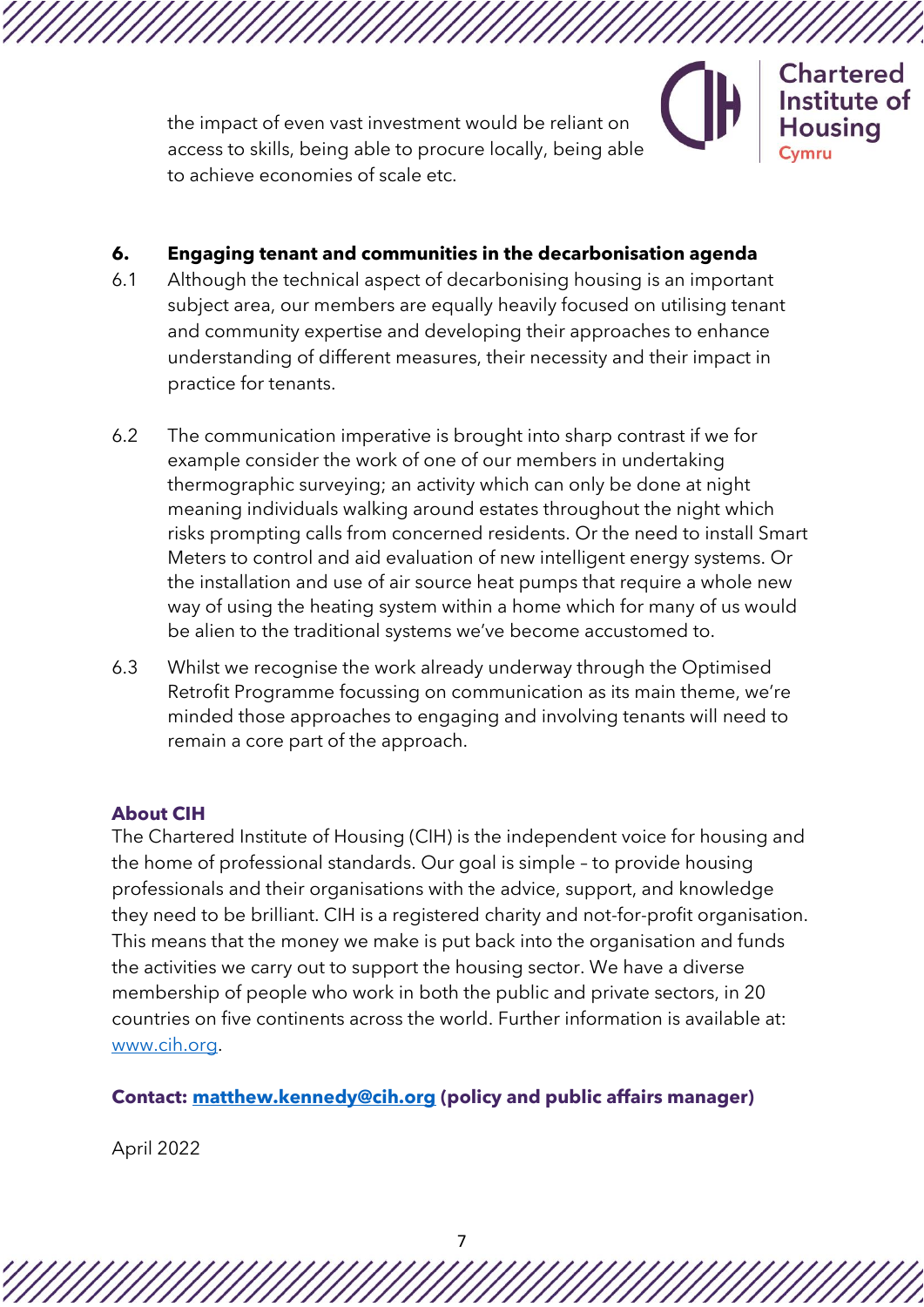the impact of even vast investment would be reliant on access to skills, being able to procure locally, being able to achieve economies of scale etc.

## 6. Engaging tenant and communities in the decarbonisation agenda

6.1 Although the technical aspect of decarbonising housing is an important subject area, our members are equally heavily focused on utilising tenant and community expertise and developing their approaches to enhance understanding of different measures, their necessity and their impact in practice for tenants.

6.2 The communication imperative is brought into sharp contrast if we for example consider the work of one of our members in undertaking thermographic surveying; an activity which can only be done at night meaning individuals walking around estates throughout the night which risks prompting calls from concerned residents. Or the need to install Smart Meters to control and aid evaluation of new intelligent energy systems. Or the installation and use of air source heat pumps that require a whole new way of using the heating system within a home which for many of us would be alien to the traditional systems we've become accustomed to.

6.3 Whilst we recognise the work already underway through the Optimised Retrofit Programme focussing on communication as its main theme, we're minded those approaches to engaging and involving tenants will need to remain a core part of the approach.

**About CIH**

The Chartered Institute of Housing (CIH) is the independent voice for housing and the home of professional standards. Our goal is simple – to provide housing professionals and their organisations with the advice, support, and knowledge they need to be brilliant. CIH is a registered charity and not-for-profit organisation. This means that the money we make is put back into the organisation and funds the activities we carry out to support the housing sector. We have a diverse membership of people who work in both the public and private sectors, in 20 countries on five continents across the world. Further information is available at: [www.cih.org](http://www.cih.org).

**Contact: [matthew.kennedy@cih.org](mailto:matthew.kennedy@cih.org) (policy and public affairs manager)**

April 2022